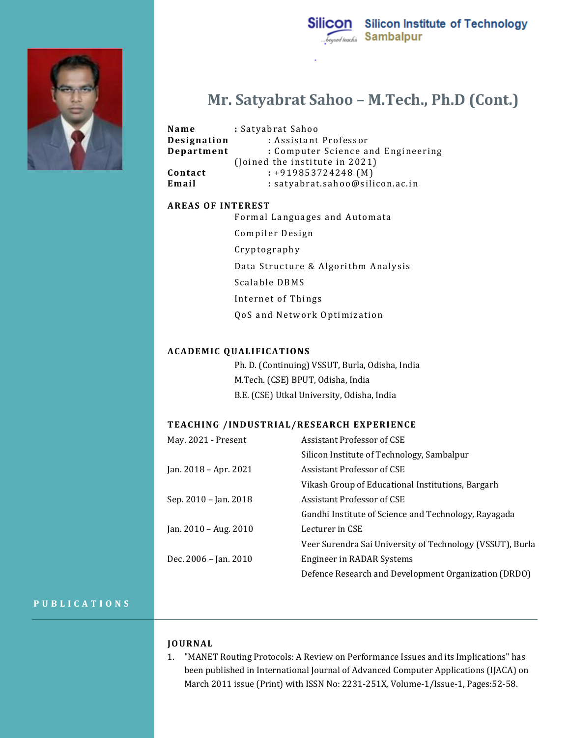Silicon Institute of Technology
Sambalpur

# Mr. Satyabrat Sahoo – M.Tech., Ph.D (Cont.)

**Name** : Satyabrat Sahoo
**Designation** : Assistant Professor
**Department** : Computer Science and Engineering (Joined the institute in 2021)
**Contact** : +919853724248 (M)
**Email** : satyabrat.sahoo@silicon.ac.in

## AREAS OF INTEREST

- Formal Languages and Automata
- Compiler Design
- Cryptography
- Data Structure & Algorithm Analysis
- Scalable DBMS
- Internet of Things
- QoS and Network Optimization

## ACADEMIC QUALIFICATIONS

- Ph. D. (Continuing) VSSUT, Burla, Odisha, India
- M.Tech. (CSE) BPUT, Odisha, India
- B.E. (CSE) Utkal University, Odisha, India

## TEACHING /INDUSTRIAL/RESEARCH EXPERIENCE

| | |
|---|---|
| May. 2021 - Present | Assistant Professor of CSE<br>Silicon Institute of Technology, Sambalpur |
| Jan. 2018 – Apr. 2021 | Assistant Professor of CSE<br>Vikash Group of Educational Institutions, Bargarh |
| Sep. 2010 – Jan. 2018 | Assistant Professor of CSE<br>Gandhi Institute of Science and Technology, Rayagada |
| Jan. 2010 – Aug. 2010 | Lecturer in CSE<br>Veer Surendra Sai University of Technology (VSSUT), Burla |
| Dec. 2006 – Jan. 2010 | Engineer in RADAR Systems<br>Defence Research and Development Organization (DRDO) |

# PUBLICATIONS

## JOURNAL

1. "MANET Routing Protocols: A Review on Performance Issues and its Implications" has been published in International Journal of Advanced Computer Applications (IJACA) on March 2011 issue (Print) with ISSN No: 2231-251X, Volume-1/Issue-1, Pages:52-58.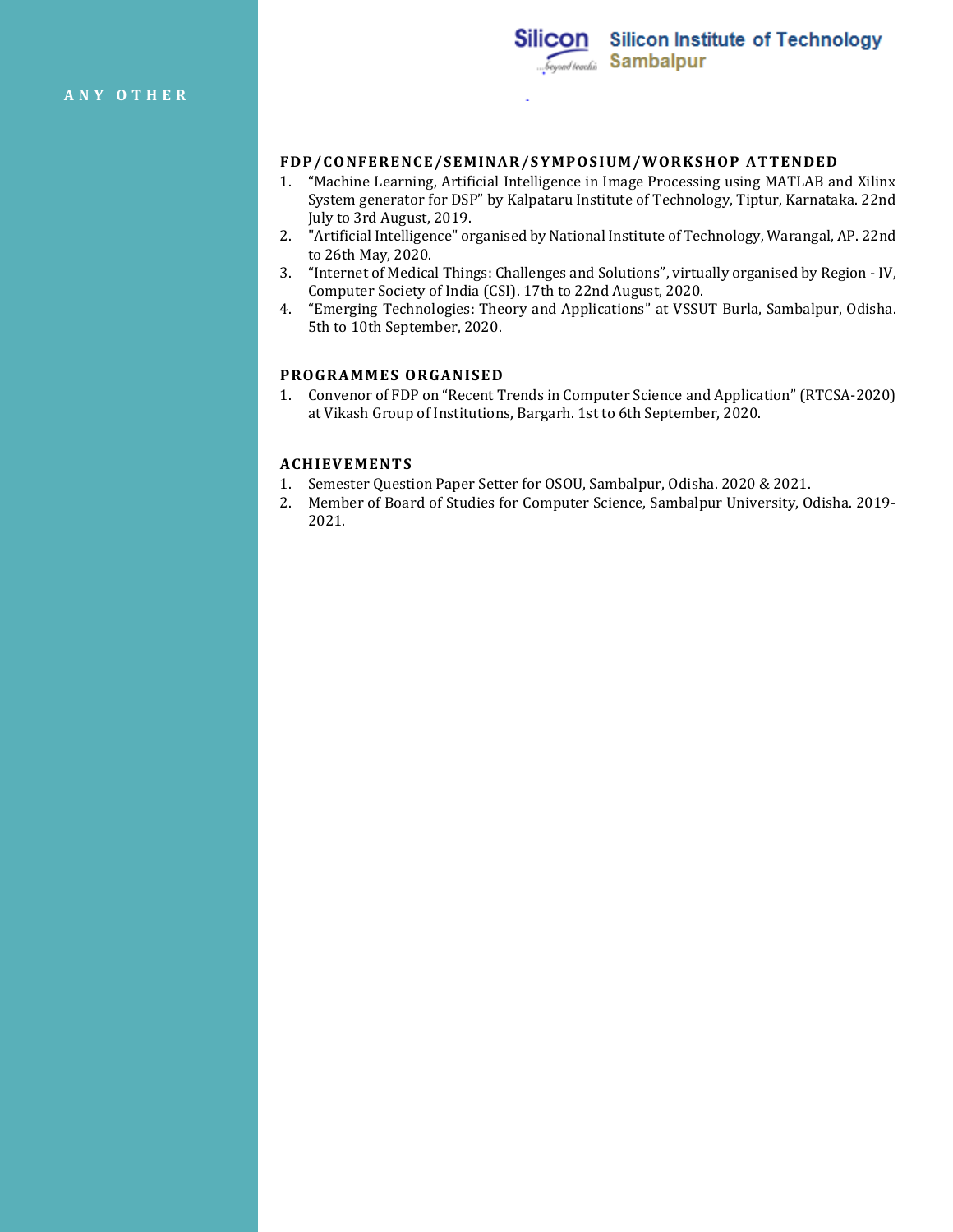## ANY OTHER

### FDP/CONFERENCE/SEMINAR/SYMPOSIUM/WORKSHOP ATTENDED

1. "Machine Learning, Artificial Intelligence in Image Processing using MATLAB and Xilinx System generator for DSP" by Kalpataru Institute of Technology, Tiptur, Karnataka. 22nd July to 3rd August, 2019.
2. "Artificial Intelligence" organised by National Institute of Technology, Warangal, AP. 22nd to 26th May, 2020.
3. "Internet of Medical Things: Challenges and Solutions", virtually organised by Region - IV, Computer Society of India (CSI). 17th to 22nd August, 2020.
4. "Emerging Technologies: Theory and Applications" at VSSUT Burla, Sambalpur, Odisha. 5th to 10th September, 2020.

### PROGRAMMES ORGANISED

1. Convenor of FDP on "Recent Trends in Computer Science and Application" (RTCSA-2020) at Vikash Group of Institutions, Bargarh. 1st to 6th September, 2020.

### ACHIEVEMENTS

1. Semester Question Paper Setter for OSOU, Sambalpur, Odisha. 2020 & 2021.
2. Member of Board of Studies for Computer Science, Sambalpur University, Odisha. 2019-2021.